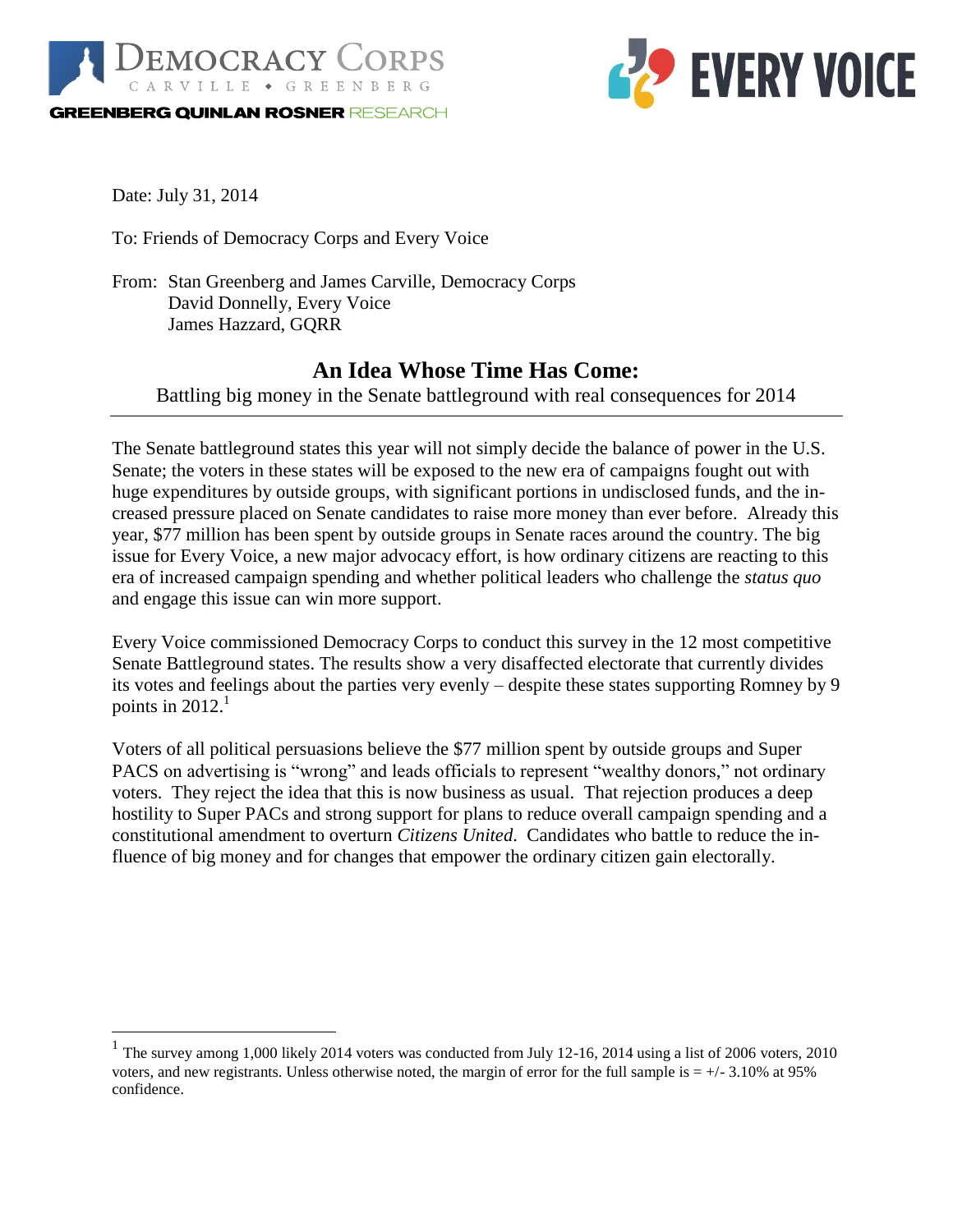Date: July 31, 2014

To: Friends of Democracy Corps and Every Voice

From: Stan Greenberg and James Carville, Democracy Corps
David Donnelly, Every Voice
James Hazzard, GQRR

# An Idea Whose Time Has Come:

Battling big money in the Senate battleground with real consequences for 2014

---

The Senate battleground states this year will not simply decide the balance of power in the U.S. Senate; the voters in these states will be exposed to the new era of campaigns fought out with huge expenditures by outside groups, with significant portions in undisclosed funds, and the increased pressure placed on Senate candidates to raise more money than ever before. Already this year, $77 million has been spent by outside groups in Senate races around the country. The big issue for Every Voice, a new major advocacy effort, is how ordinary citizens are reacting to this era of increased campaign spending and whether political leaders who challenge the *status quo* and engage this issue can win more support.

Every Voice commissioned Democracy Corps to conduct this survey in the 12 most competitive Senate Battleground states. The results show a very disaffected electorate that currently divides its votes and feelings about the parties very evenly – despite these states supporting Romney by 9 points in 2012.[1]

Voters of all political persuasions believe the $77 million spent by outside groups and Super PACS on advertising is "wrong" and leads officials to represent "wealthy donors," not ordinary voters. They reject the idea that this is now business as usual. That rejection produces a deep hostility to Super PACs and strong support for plans to reduce overall campaign spending and a constitutional amendment to overturn *Citizens United*. Candidates who battle to reduce the influence of big money and for changes that empower the ordinary citizen gain electorally.

---

[1] The survey among 1,000 likely 2014 voters was conducted from July 12-16, 2014 using a list of 2006 voters, 2010 voters, and new registrants. Unless otherwise noted, the margin of error for the full sample is = +/- 3.10% at 95% confidence.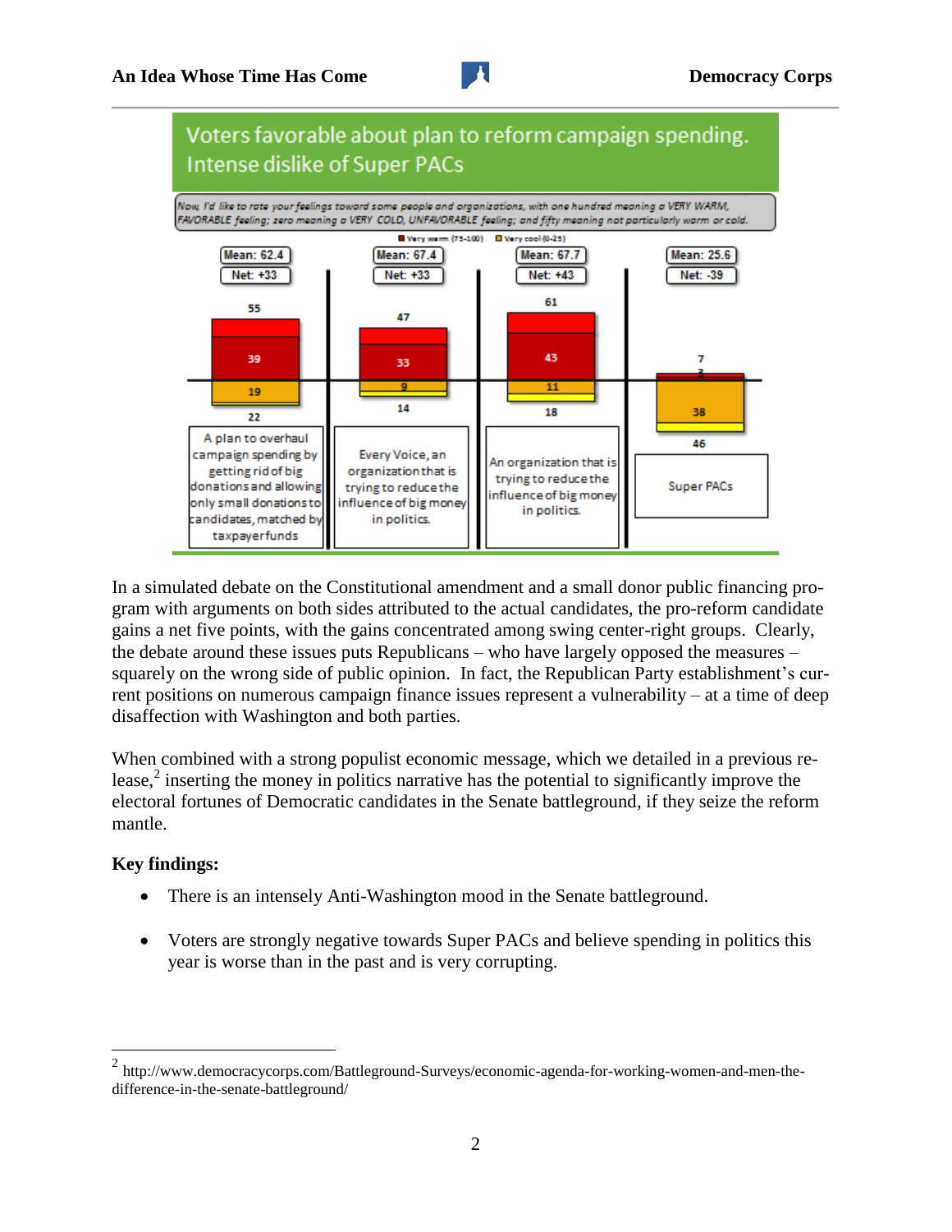## Voters favorable about plan to reform campaign spending. Intense dislike of Super PACs

*Now, I'd like to rate your feelings toward some people and organizations, with one hundred meaning a VERY WARM, FAVORABLE feeling; zero meaning a VERY COLD, UNFAVORABLE feeling; and fifty meaning not particularly warm or cold.*

| | A plan to overhaul campaign spending by getting rid of big donations and allowing only small donations to candidates, matched by taxpayer funds | Every Voice, an organization that is trying to reduce the influence of big money in politics. | An organization that is trying to reduce the influence of big money in politics. | Super PACs |
|---|---|---|---|---|
| Mean | 62.4 | 67.4 | 67.7 | 25.6 |
| Net | +33 | +33 | +43 | -39 |
| Warm | 55 | 47 | 61 | 7 |
| Very warm (75-100) | 39 | 33 | 43 | 3 |
| Very cool (0-25) | 19 | 9 | 11 | 38 |
| Cool | 22 | 14 | 18 | 46 |

In a simulated debate on the Constitutional amendment and a small donor public financing program with arguments on both sides attributed to the actual candidates, the pro-reform candidate gains a net five points, with the gains concentrated among swing center-right groups. Clearly, the debate around these issues puts Republicans – who have largely opposed the measures – squarely on the wrong side of public opinion. In fact, the Republican Party establishment's current positions on numerous campaign finance issues represent a vulnerability – at a time of deep disaffection with Washington and both parties.

When combined with a strong populist economic message, which we detailed in a previous release,[2] inserting the money in politics narrative has the potential to significantly improve the electoral fortunes of Democratic candidates in the Senate battleground, if they seize the reform mantle.

**Key findings:**

- There is an intensely Anti-Washington mood in the Senate battleground.
- Voters are strongly negative towards Super PACs and believe spending in politics this year is worse than in the past and is very corrupting.

[2] http://www.democracycorps.com/Battleground-Surveys/economic-agenda-for-working-women-and-men-the-difference-in-the-senate-battleground/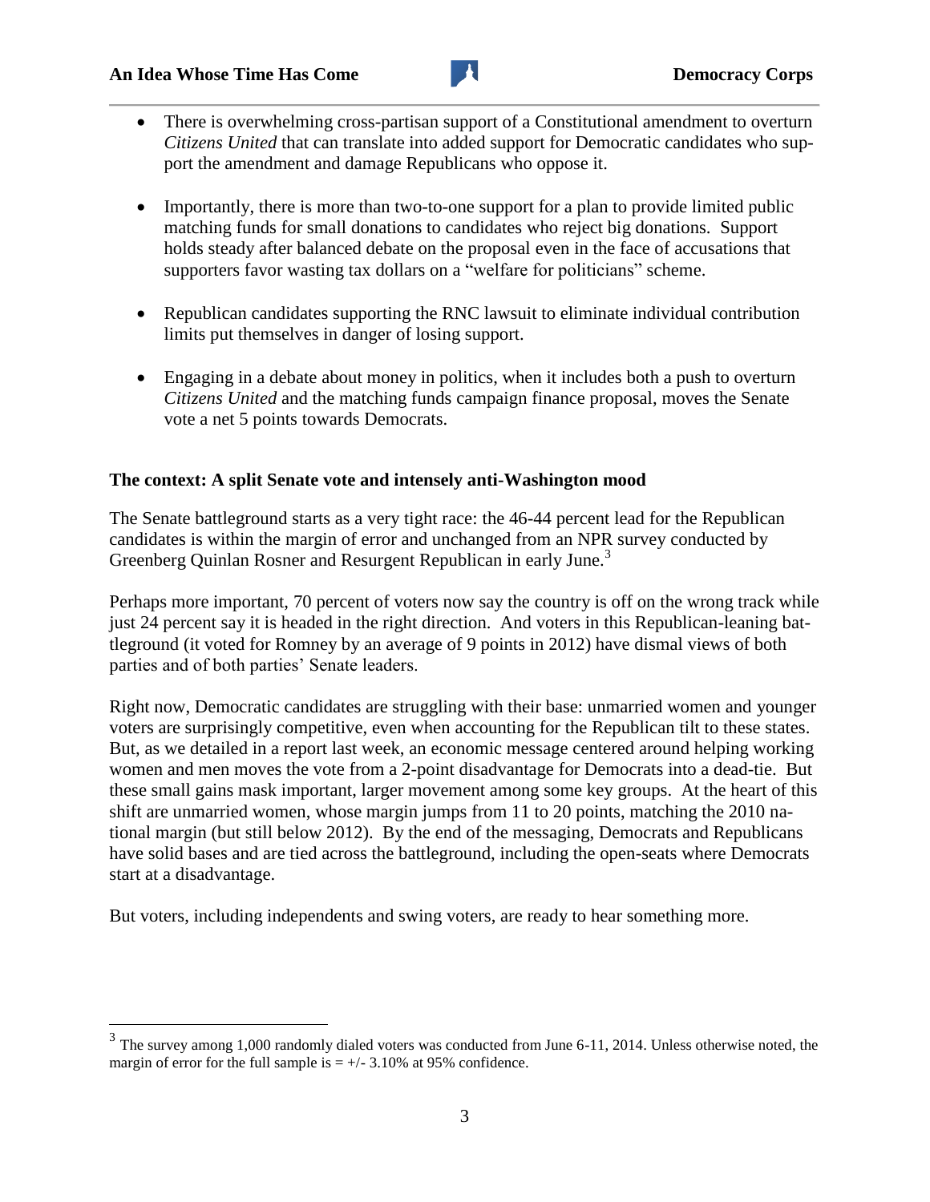- There is overwhelming cross-partisan support of a Constitutional amendment to overturn *Citizens United* that can translate into added support for Democratic candidates who support the amendment and damage Republicans who oppose it.

- Importantly, there is more than two-to-one support for a plan to provide limited public matching funds for small donations to candidates who reject big donations. Support holds steady after balanced debate on the proposal even in the face of accusations that supporters favor wasting tax dollars on a "welfare for politicians" scheme.

- Republican candidates supporting the RNC lawsuit to eliminate individual contribution limits put themselves in danger of losing support.

- Engaging in a debate about money in politics, when it includes both a push to overturn *Citizens United* and the matching funds campaign finance proposal, moves the Senate vote a net 5 points towards Democrats.

**The context: A split Senate vote and intensely anti-Washington mood**

The Senate battleground starts as a very tight race: the 46-44 percent lead for the Republican candidates is within the margin of error and unchanged from an NPR survey conducted by Greenberg Quinlan Rosner and Resurgent Republican in early June.[3]

Perhaps more important, 70 percent of voters now say the country is off on the wrong track while just 24 percent say it is headed in the right direction. And voters in this Republican-leaning battleground (it voted for Romney by an average of 9 points in 2012) have dismal views of both parties and of both parties' Senate leaders.

Right now, Democratic candidates are struggling with their base: unmarried women and younger voters are surprisingly competitive, even when accounting for the Republican tilt to these states. But, as we detailed in a report last week, an economic message centered around helping working women and men moves the vote from a 2-point disadvantage for Democrats into a dead-tie. But these small gains mask important, larger movement among some key groups. At the heart of this shift are unmarried women, whose margin jumps from 11 to 20 points, matching the 2010 national margin (but still below 2012). By the end of the messaging, Democrats and Republicans have solid bases and are tied across the battleground, including the open-seats where Democrats start at a disadvantage.

But voters, including independents and swing voters, are ready to hear something more.

[3] The survey among 1,000 randomly dialed voters was conducted from June 6-11, 2014. Unless otherwise noted, the margin of error for the full sample is = +/- 3.10% at 95% confidence.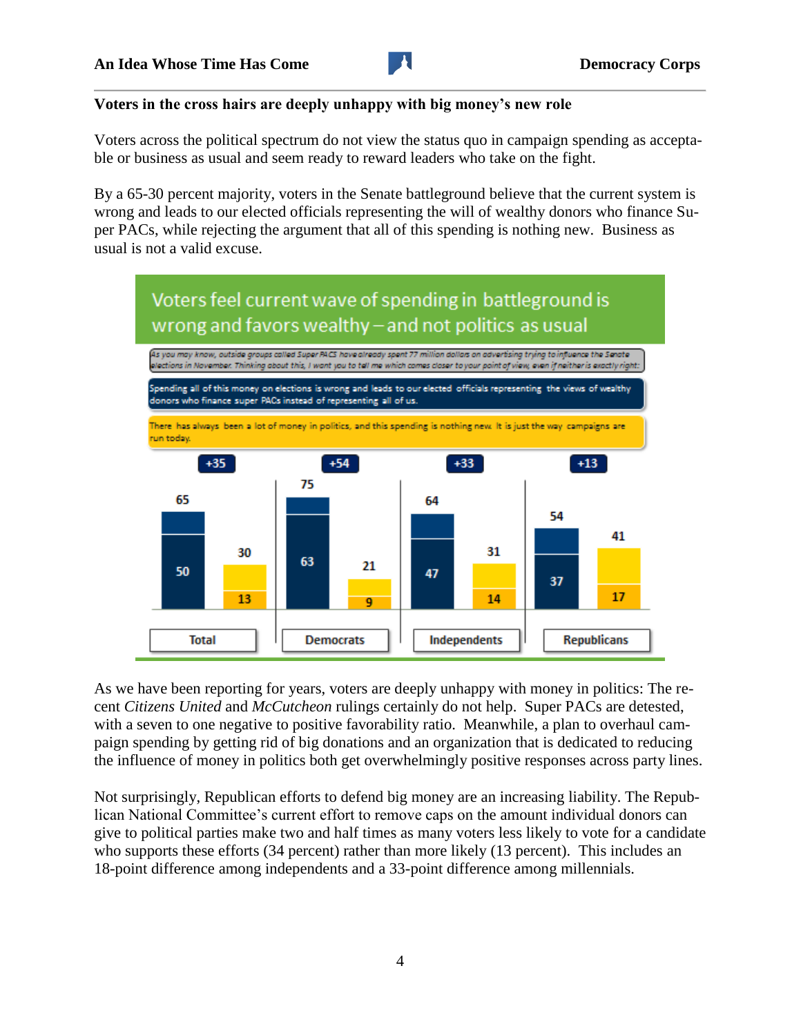### Voters in the cross hairs are deeply unhappy with big money's new role

Voters across the political spectrum do not view the status quo in campaign spending as acceptable or business as usual and seem ready to reward leaders who take on the fight.

By a 65-30 percent majority, voters in the Senate battleground believe that the current system is wrong and leads to our elected officials representing the will of wealthy donors who finance Super PACs, while rejecting the argument that all of this spending is nothing new. Business as usual is not a valid excuse.

**Voters feel current wave of spending in battleground is wrong and favors wealthy – and not politics as usual**

*As you may know, outside groups called Super PACS have already spent 77 million dollars on advertising trying to influence the Senate elections in November. Thinking about this, I want you to tell me which comes closer to your point of view, even if neither is exactly right:*

- Spending all of this money on elections is wrong and leads to our elected officials representing the views of wealthy donors who finance super PACs instead of representing all of us.
- There has always been a lot of money in politics, and this spending is nothing new. It is just the way campaigns are run today.

| | Total | Democrats | Independents | Republicans |
|---|---|---|---|---|
| Margin | +35 | +54 | +33 | +13 |
| Spending is wrong (total) | 65 | 75 | 64 | 54 |
| Spending is wrong (strongly) | 50 | 63 | 47 | 37 |
| Nothing new (total) | 30 | 21 | 31 | 41 |
| Nothing new (strongly) | 13 | 9 | 14 | 17 |

As we have been reporting for years, voters are deeply unhappy with money in politics: The recent *Citizens United* and *McCutcheon* rulings certainly do not help. Super PACs are detested, with a seven to one negative to positive favorability ratio. Meanwhile, a plan to overhaul campaign spending by getting rid of big donations and an organization that is dedicated to reducing the influence of money in politics both get overwhelmingly positive responses across party lines.

Not surprisingly, Republican efforts to defend big money are an increasing liability. The Republican National Committee's current effort to remove caps on the amount individual donors can give to political parties make two and half times as many voters less likely to vote for a candidate who supports these efforts (34 percent) rather than more likely (13 percent). This includes an 18-point difference among independents and a 33-point difference among millennials.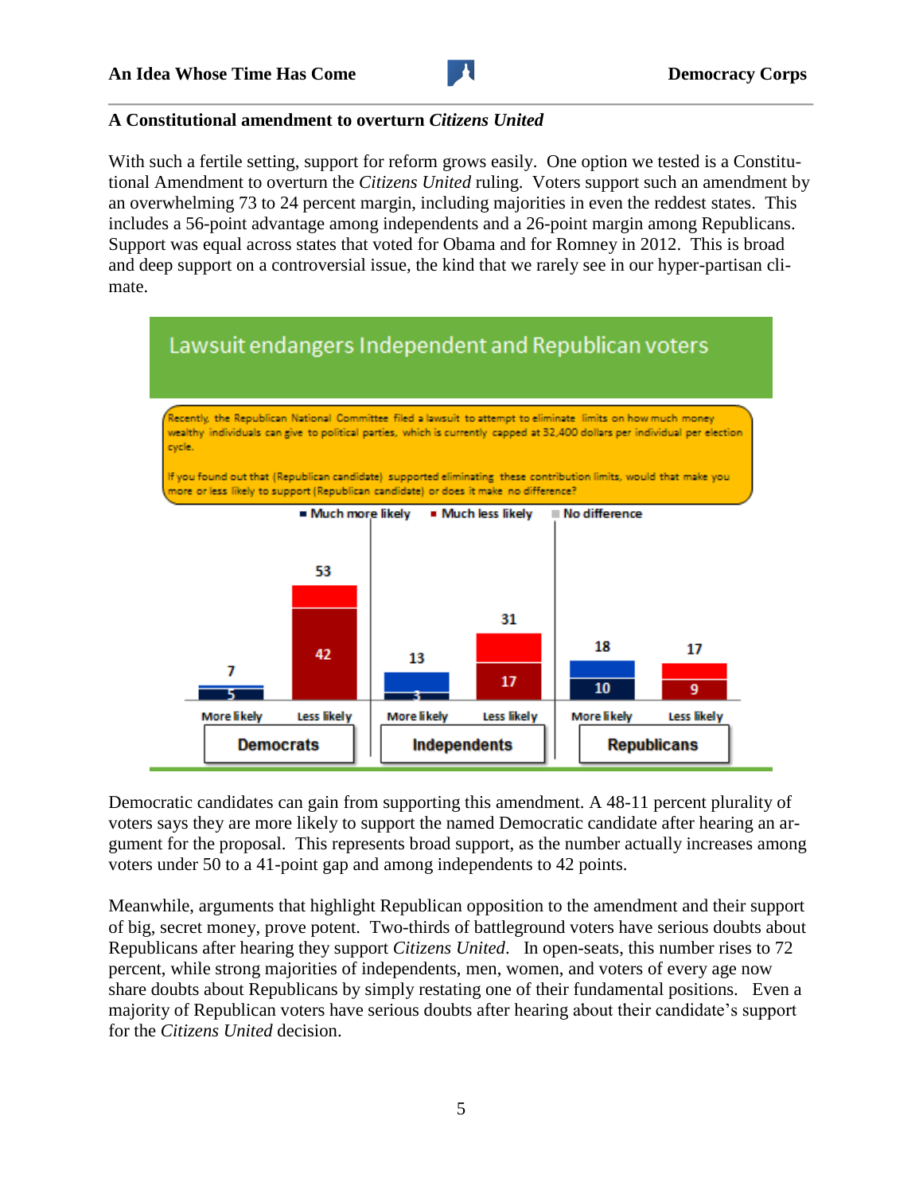### A Constitutional amendment to overturn *Citizens United*

With such a fertile setting, support for reform grows easily. One option we tested is a Constitutional Amendment to overturn the *Citizens United* ruling. Voters support such an amendment by an overwhelming 73 to 24 percent margin, including majorities in even the reddest states. This includes a 56-point advantage among independents and a 26-point margin among Republicans. Support was equal across states that voted for Obama and for Romney in 2012. This is broad and deep support on a controversial issue, the kind that we rarely see in our hyper-partisan climate.

**Lawsuit endangers Independent and Republican voters**

Recently, the Republican National Committee filed a lawsuit to attempt to eliminate limits on how much money wealthy individuals can give to political parties, which is currently capped at 32,400 dollars per individual per election cycle.

If you found out that (Republican candidate) supported eliminating these contribution limits, would that make you more or less likely to support (Republican candidate) or does it make no difference?

| | Democrats | | Independents | | Republicans | |
|---|---|---|---|---|---|---|
| | More likely | Less likely | More likely | Less likely | More likely | Less likely |
| Total | 7 | 53 | 13 | 31 | 18 | 17 |
| Much more/less likely | 5 | 42 | 3 | 17 | 10 | 9 |

Democratic candidates can gain from supporting this amendment. A 48-11 percent plurality of voters says they are more likely to support the named Democratic candidate after hearing an argument for the proposal. This represents broad support, as the number actually increases among voters under 50 to a 41-point gap and among independents to 42 points.

Meanwhile, arguments that highlight Republican opposition to the amendment and their support of big, secret money, prove potent. Two-thirds of battleground voters have serious doubts about Republicans after hearing they support *Citizens United*. In open-seats, this number rises to 72 percent, while strong majorities of independents, men, women, and voters of every age now share doubts about Republicans by simply restating one of their fundamental positions. Even a majority of Republican voters have serious doubts after hearing about their candidate's support for the *Citizens United* decision.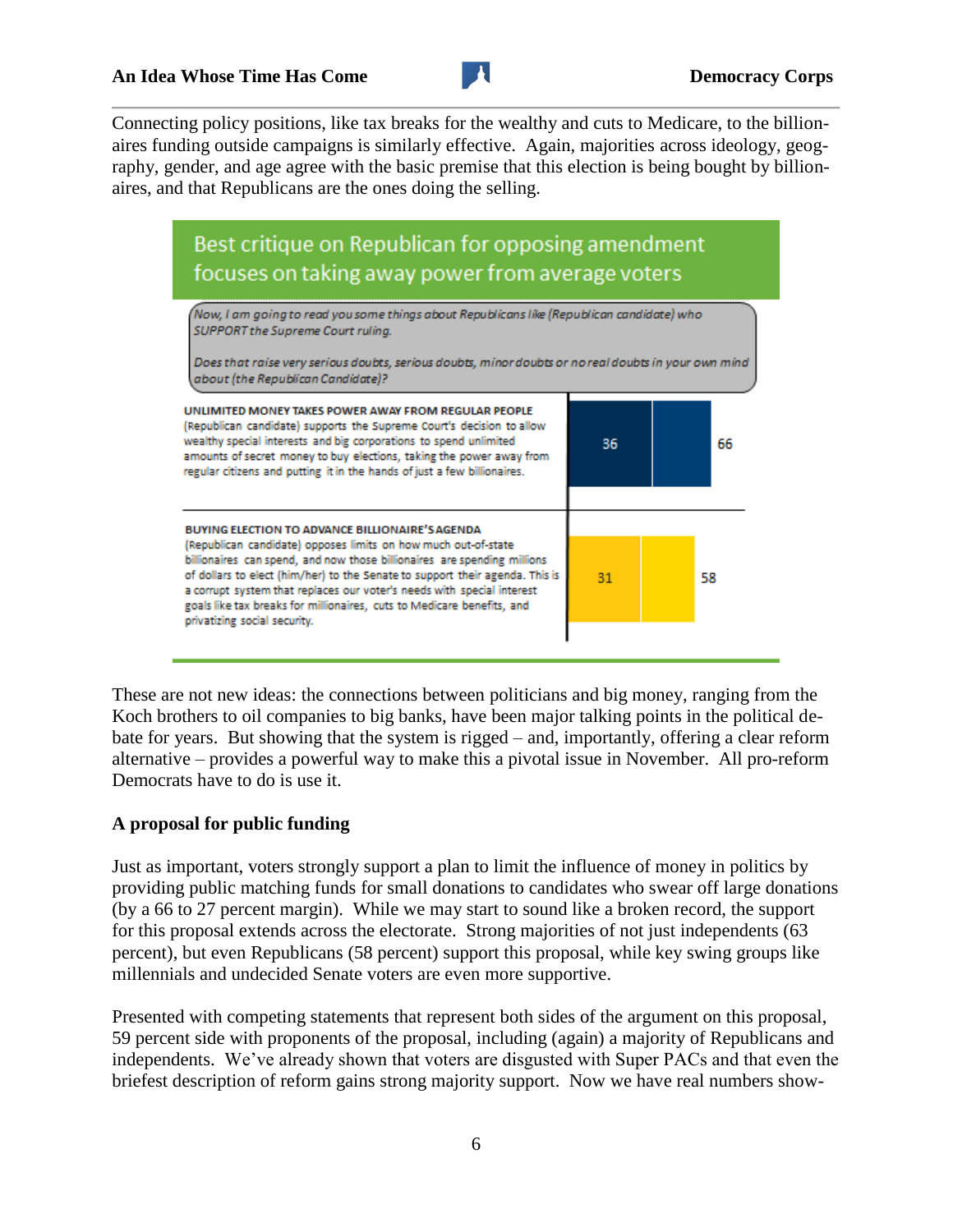Connecting policy positions, like tax breaks for the wealthy and cuts to Medicare, to the billionaires funding outside campaigns is similarly effective. Again, majorities across ideology, geography, gender, and age agree with the basic premise that this election is being bought by billionaires, and that Republicans are the ones doing the selling.

**Best critique on Republican for opposing amendment focuses on taking away power from average voters**

*Now, I am going to read you some things about Republicans like (Republican candidate) who SUPPORT the Supreme Court ruling.*

*Does that raise very serious doubts, serious doubts, minor doubts or no real doubts in your own mind about (the Republican Candidate)?*

| Statement | Very serious doubts | Total serious doubts |
|---|---|---|
| **UNLIMITED MONEY TAKES POWER AWAY FROM REGULAR PEOPLE** (Republican candidate) supports the Supreme Court's decision to allow wealthy special interests and big corporations to spend unlimited amounts of secret money to buy elections, taking the power away from regular citizens and putting it in the hands of just a few billionaires. | 36 | 66 |
| **BUYING ELECTION TO ADVANCE BILLIONAIRE'S AGENDA** (Republican candidate) opposes limits on how much out-of-state billionaires can spend, and now those billionaires are spending millions of dollars to elect (him/her) to the Senate to support their agenda. This is a corrupt system that replaces our voter's needs with special interest goals like tax breaks for millionaires, cuts to Medicare benefits, and privatizing social security. | 31 | 58 |

These are not new ideas: the connections between politicians and big money, ranging from the Koch brothers to oil companies to big banks, have been major talking points in the political debate for years. But showing that the system is rigged – and, importantly, offering a clear reform alternative – provides a powerful way to make this a pivotal issue in November. All pro-reform Democrats have to do is use it.

## A proposal for public funding

Just as important, voters strongly support a plan to limit the influence of money in politics by providing public matching funds for small donations to candidates who swear off large donations (by a 66 to 27 percent margin). While we may start to sound like a broken record, the support for this proposal extends across the electorate. Strong majorities of not just independents (63 percent), but even Republicans (58 percent) support this proposal, while key swing groups like millennials and undecided Senate voters are even more supportive.

Presented with competing statements that represent both sides of the argument on this proposal, 59 percent side with proponents of the proposal, including (again) a majority of Republicans and independents. We've already shown that voters are disgusted with Super PACs and that even the briefest description of reform gains strong majority support. Now we have real numbers show-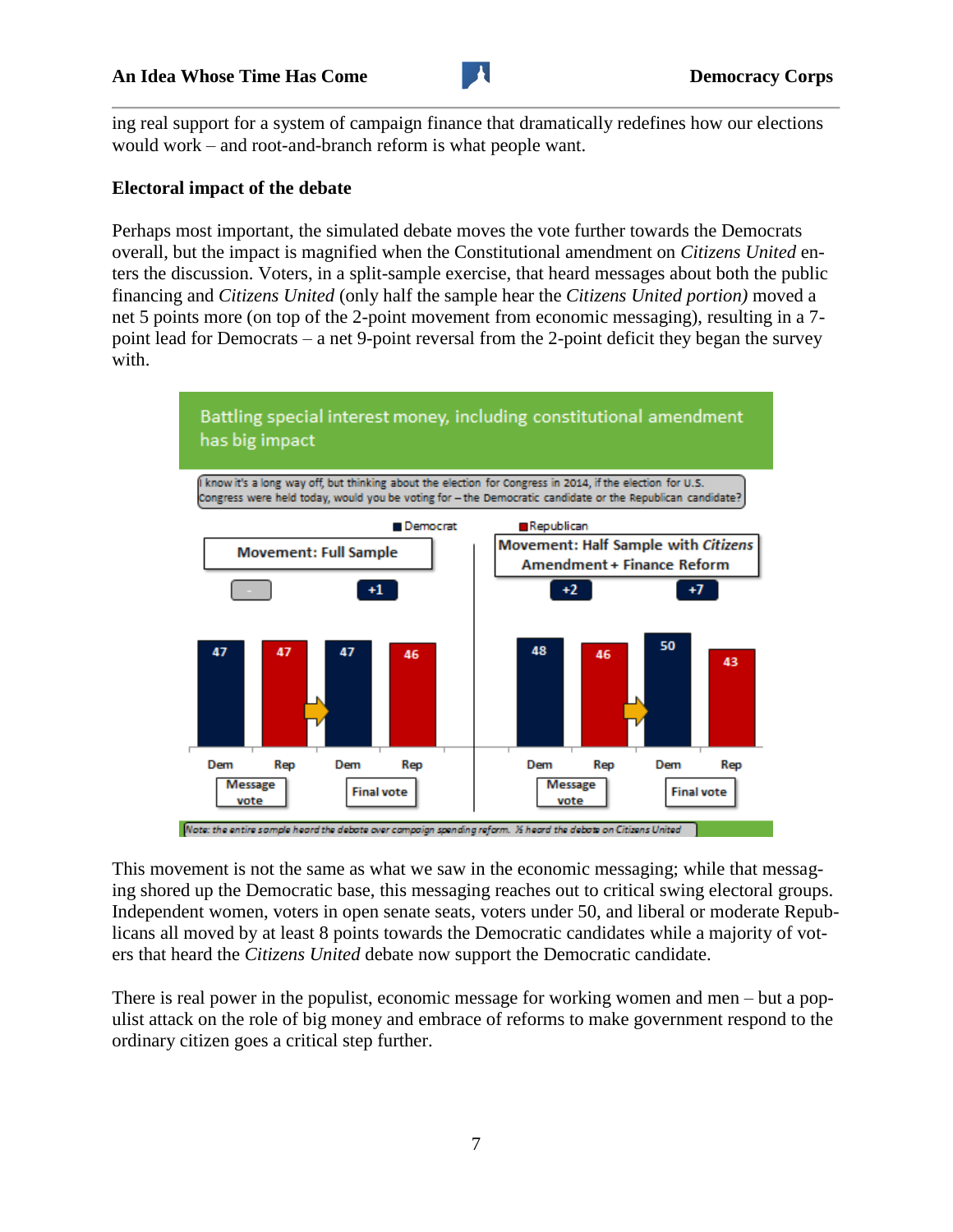ing real support for a system of campaign finance that dramatically redefines how our elections would work – and root-and-branch reform is what people want.

**Electoral impact of the debate**

Perhaps most important, the simulated debate moves the vote further towards the Democrats overall, but the impact is magnified when the Constitutional amendment on *Citizens United* enters the discussion. Voters, in a split-sample exercise, that heard messages about both the public financing and *Citizens United* (only half the sample hear the *Citizens United portion)* moved a net 5 points more (on top of the 2-point movement from economic messaging), resulting in a 7-point lead for Democrats – a net 9-point reversal from the 2-point deficit they began the survey with.

Battling special interest money, including constitutional amendment has big impact

I know it's a long way off, but thinking about the election for Congress in 2014, if the election for U.S. Congress were held today, would you be voting for – the Democratic candidate or the Republican candidate?

| | Message vote | | Final vote | |
|---|---|---|---|---|
| | Dem | Rep | Dem | Rep |
| Movement: Full Sample (Message vote: -; Final vote: +1) | 47 | 47 | 47 | 46 |
| Movement: Half Sample with *Citizens* Amendment + Finance Reform (Message vote: +2; Final vote: +7) | 48 | 46 | 50 | 43 |

*Note: the entire sample heard the debate over campaign spending reform. ½ heard the debate on Citizens United*

This movement is not the same as what we saw in the economic messaging; while that messaging shored up the Democratic base, this messaging reaches out to critical swing electoral groups. Independent women, voters in open senate seats, voters under 50, and liberal or moderate Republicans all moved by at least 8 points towards the Democratic candidates while a majority of voters that heard the *Citizens United* debate now support the Democratic candidate.

There is real power in the populist, economic message for working women and men – but a populist attack on the role of big money and embrace of reforms to make government respond to the ordinary citizen goes a critical step further.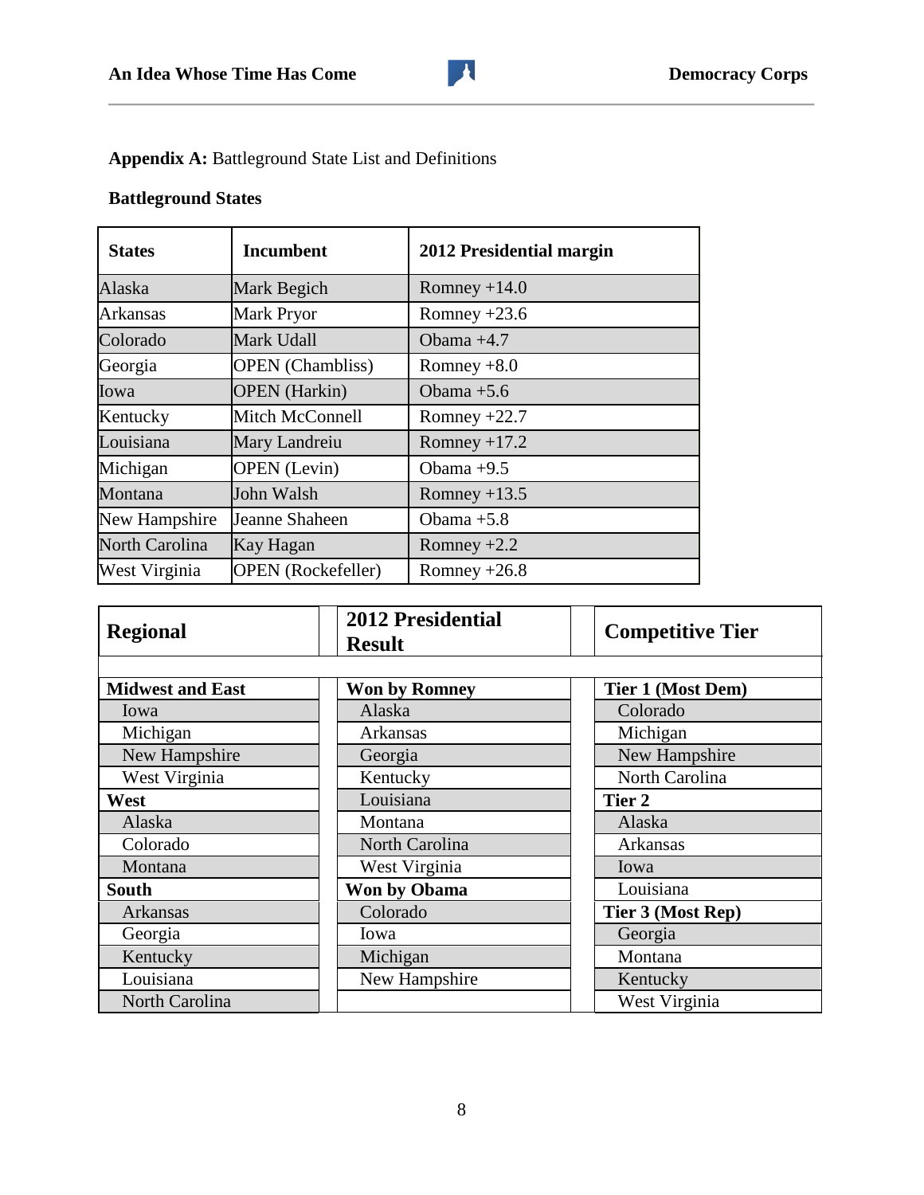**Appendix A:** Battleground State List and Definitions

**Battleground States**

| States | Incumbent | 2012 Presidential margin |
|---|---|---|
| Alaska | Mark Begich | Romney +14.0 |
| Arkansas | Mark Pryor | Romney +23.6 |
| Colorado | Mark Udall | Obama +4.7 |
| Georgia | OPEN (Chambliss) | Romney +8.0 |
| Iowa | OPEN (Harkin) | Obama +5.6 |
| Kentucky | Mitch McConnell | Romney +22.7 |
| Louisiana | Mary Landreiu | Romney +17.2 |
| Michigan | OPEN (Levin) | Obama +9.5 |
| Montana | John Walsh | Romney +13.5 |
| New Hampshire | Jeanne Shaheen | Obama +5.8 |
| North Carolina | Kay Hagan | Romney +2.2 |
| West Virginia | OPEN (Rockefeller) | Romney +26.8 |

| Regional | 2012 Presidential Result | Competitive Tier |
|---|---|---|
| **Midwest and East** | **Won by Romney** | **Tier 1 (Most Dem)** |
| Iowa | Alaska | Colorado |
| Michigan | Arkansas | Michigan |
| New Hampshire | Georgia | New Hampshire |
| West Virginia | Kentucky | North Carolina |
| **West** | Louisiana | **Tier 2** |
| Alaska | Montana | Alaska |
| Colorado | North Carolina | Arkansas |
| Montana | West Virginia | Iowa |
| **South** | **Won by Obama** | Louisiana |
| Arkansas | Colorado | **Tier 3 (Most Rep)** |
| Georgia | Iowa | Georgia |
| Kentucky | Michigan | Montana |
| Louisiana | New Hampshire | Kentucky |
| North Carolina | | West Virginia |